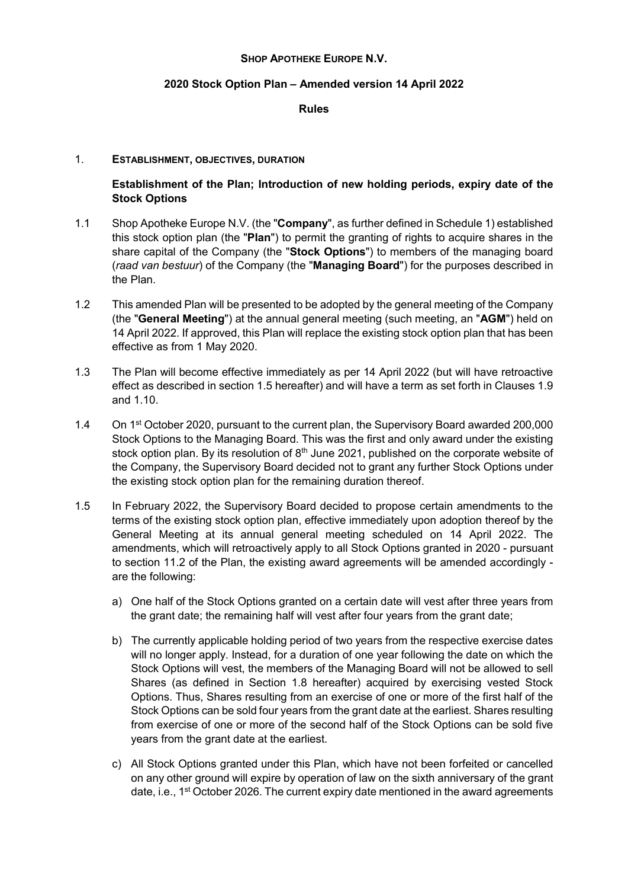**SHOP APOTHEKE EUROPE N.V.**

**2020 Stock Option Plan – Amended version 14 April 2022**

**Rules**

## 1. ESTABLISHMENT, OBJECTIVES, DURATION

**Establishment of the Plan; Introduction of new holding periods, expiry date of the Stock Options**

1.1 Shop Apotheke Europe N.V. (the "**Company**", as further defined in Schedule 1) established this stock option plan (the "**Plan**") to permit the granting of rights to acquire shares in the share capital of the Company (the "**Stock Options**") to members of the managing board (*raad van bestuur*) of the Company (the "**Managing Board**") for the purposes described in the Plan.

1.2 This amended Plan will be presented to be adopted by the general meeting of the Company (the "**General Meeting**") at the annual general meeting (such meeting, an "**AGM**") held on 14 April 2022. If approved, this Plan will replace the existing stock option plan that has been effective as from 1 May 2020.

1.3 The Plan will become effective immediately as per 14 April 2022 (but will have retroactive effect as described in section 1.5 hereafter) and will have a term as set forth in Clauses 1.9 and 1.10.

1.4 On 1st October 2020, pursuant to the current plan, the Supervisory Board awarded 200,000 Stock Options to the Managing Board. This was the first and only award under the existing stock option plan. By its resolution of 8th June 2021, published on the corporate website of the Company, the Supervisory Board decided not to grant any further Stock Options under the existing stock option plan for the remaining duration thereof.

1.5 In February 2022, the Supervisory Board decided to propose certain amendments to the terms of the existing stock option plan, effective immediately upon adoption thereof by the General Meeting at its annual general meeting scheduled on 14 April 2022. The amendments, which will retroactively apply to all Stock Options granted in 2020 - pursuant to section 11.2 of the Plan, the existing award agreements will be amended accordingly - are the following:

a) One half of the Stock Options granted on a certain date will vest after three years from the grant date; the remaining half will vest after four years from the grant date;

b) The currently applicable holding period of two years from the respective exercise dates will no longer apply. Instead, for a duration of one year following the date on which the Stock Options will vest, the members of the Managing Board will not be allowed to sell Shares (as defined in Section 1.8 hereafter) acquired by exercising vested Stock Options. Thus, Shares resulting from an exercise of one or more of the first half of the Stock Options can be sold four years from the grant date at the earliest. Shares resulting from exercise of one or more of the second half of the Stock Options can be sold five years from the grant date at the earliest.

c) All Stock Options granted under this Plan, which have not been forfeited or cancelled on any other ground will expire by operation of law on the sixth anniversary of the grant date, i.e., 1st October 2026. The current expiry date mentioned in the award agreements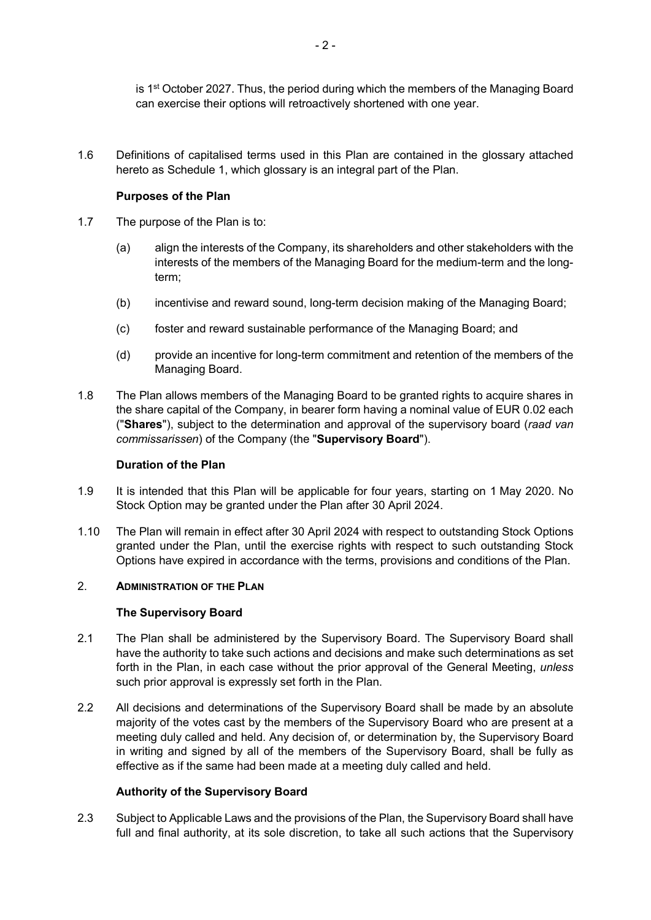is 1st October 2027. Thus, the period during which the members of the Managing Board can exercise their options will retroactively shortened with one year.

1.6 Definitions of capitalised terms used in this Plan are contained in the glossary attached hereto as Schedule 1, which glossary is an integral part of the Plan.

**Purposes of the Plan**

1.7 The purpose of the Plan is to:

(a) align the interests of the Company, its shareholders and other stakeholders with the interests of the members of the Managing Board for the medium-term and the long-term;

(b) incentivise and reward sound, long-term decision making of the Managing Board;

(c) foster and reward sustainable performance of the Managing Board; and

(d) provide an incentive for long-term commitment and retention of the members of the Managing Board.

1.8 The Plan allows members of the Managing Board to be granted rights to acquire shares in the share capital of the Company, in bearer form having a nominal value of EUR 0.02 each ("**Shares**"), subject to the determination and approval of the supervisory board (*raad van commissarissen*) of the Company (the "**Supervisory Board**").

**Duration of the Plan**

1.9 It is intended that this Plan will be applicable for four years, starting on 1 May 2020. No Stock Option may be granted under the Plan after 30 April 2024.

1.10 The Plan will remain in effect after 30 April 2024 with respect to outstanding Stock Options granted under the Plan, until the exercise rights with respect to such outstanding Stock Options have expired in accordance with the terms, provisions and conditions of the Plan.

## 2. ADMINISTRATION OF THE PLAN

**The Supervisory Board**

2.1 The Plan shall be administered by the Supervisory Board. The Supervisory Board shall have the authority to take such actions and decisions and make such determinations as set forth in the Plan, in each case without the prior approval of the General Meeting, *unless* such prior approval is expressly set forth in the Plan.

2.2 All decisions and determinations of the Supervisory Board shall be made by an absolute majority of the votes cast by the members of the Supervisory Board who are present at a meeting duly called and held. Any decision of, or determination by, the Supervisory Board in writing and signed by all of the members of the Supervisory Board, shall be fully as effective as if the same had been made at a meeting duly called and held.

**Authority of the Supervisory Board**

2.3 Subject to Applicable Laws and the provisions of the Plan, the Supervisory Board shall have full and final authority, at its sole discretion, to take all such actions that the Supervisory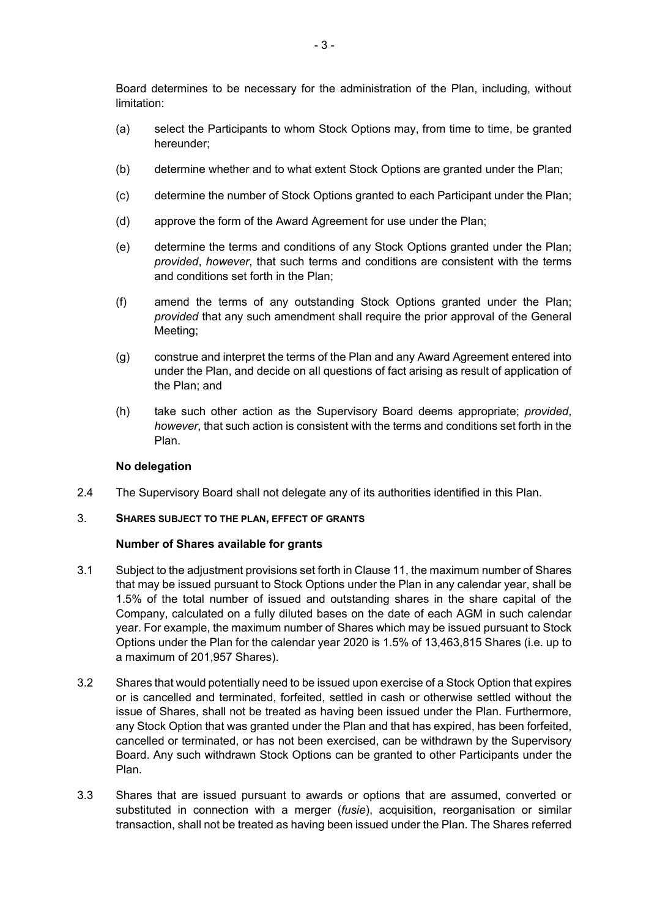Board determines to be necessary for the administration of the Plan, including, without limitation:

(a) select the Participants to whom Stock Options may, from time to time, be granted hereunder;

(b) determine whether and to what extent Stock Options are granted under the Plan;

(c) determine the number of Stock Options granted to each Participant under the Plan;

(d) approve the form of the Award Agreement for use under the Plan;

(e) determine the terms and conditions of any Stock Options granted under the Plan; *provided*, *however*, that such terms and conditions are consistent with the terms and conditions set forth in the Plan;

(f) amend the terms of any outstanding Stock Options granted under the Plan; *provided* that any such amendment shall require the prior approval of the General Meeting;

(g) construe and interpret the terms of the Plan and any Award Agreement entered into under the Plan, and decide on all questions of fact arising as result of application of the Plan; and

(h) take such other action as the Supervisory Board deems appropriate; *provided*, *however*, that such action is consistent with the terms and conditions set forth in the Plan.

**No delegation**

2.4 The Supervisory Board shall not delegate any of its authorities identified in this Plan.

3. **SHARES SUBJECT TO THE PLAN, EFFECT OF GRANTS**

**Number of Shares available for grants**

3.1 Subject to the adjustment provisions set forth in Clause 11, the maximum number of Shares that may be issued pursuant to Stock Options under the Plan in any calendar year, shall be 1.5% of the total number of issued and outstanding shares in the share capital of the Company, calculated on a fully diluted bases on the date of each AGM in such calendar year. For example, the maximum number of Shares which may be issued pursuant to Stock Options under the Plan for the calendar year 2020 is 1.5% of 13,463,815 Shares (i.e. up to a maximum of 201,957 Shares).

3.2 Shares that would potentially need to be issued upon exercise of a Stock Option that expires or is cancelled and terminated, forfeited, settled in cash or otherwise settled without the issue of Shares, shall not be treated as having been issued under the Plan. Furthermore, any Stock Option that was granted under the Plan and that has expired, has been forfeited, cancelled or terminated, or has not been exercised, can be withdrawn by the Supervisory Board. Any such withdrawn Stock Options can be granted to other Participants under the Plan.

3.3 Shares that are issued pursuant to awards or options that are assumed, converted or substituted in connection with a merger (*fusie*), acquisition, reorganisation or similar transaction, shall not be treated as having been issued under the Plan. The Shares referred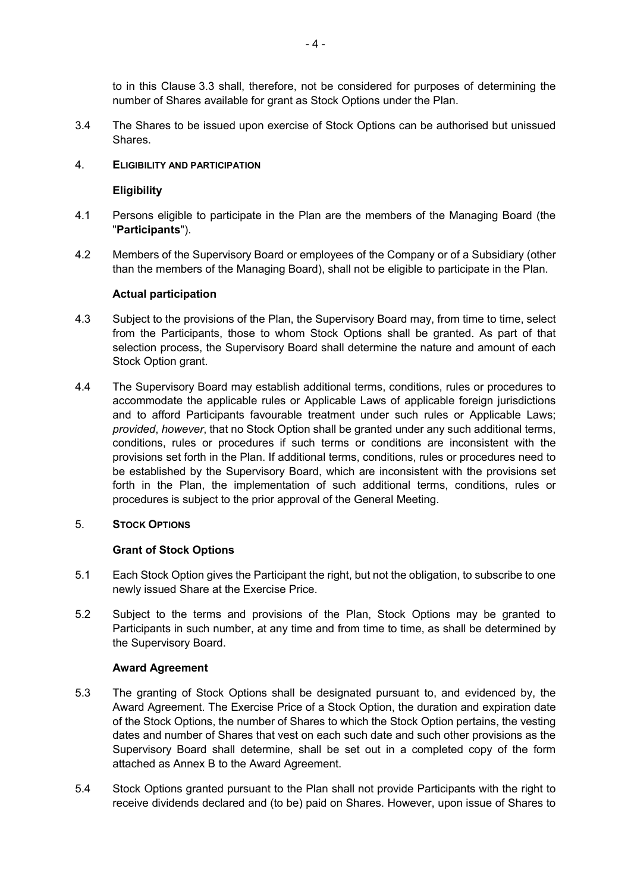to in this Clause 3.3 shall, therefore, not be considered for purposes of determining the number of Shares available for grant as Stock Options under the Plan.

3.4 The Shares to be issued upon exercise of Stock Options can be authorised but unissued Shares.

## 4. ELIGIBILITY AND PARTICIPATION

### Eligibility

4.1 Persons eligible to participate in the Plan are the members of the Managing Board (the "**Participants**").

4.2 Members of the Supervisory Board or employees of the Company or of a Subsidiary (other than the members of the Managing Board), shall not be eligible to participate in the Plan.

### Actual participation

4.3 Subject to the provisions of the Plan, the Supervisory Board may, from time to time, select from the Participants, those to whom Stock Options shall be granted. As part of that selection process, the Supervisory Board shall determine the nature and amount of each Stock Option grant.

4.4 The Supervisory Board may establish additional terms, conditions, rules or procedures to accommodate the applicable rules or Applicable Laws of applicable foreign jurisdictions and to afford Participants favourable treatment under such rules or Applicable Laws; *provided*, *however*, that no Stock Option shall be granted under any such additional terms, conditions, rules or procedures if such terms or conditions are inconsistent with the provisions set forth in the Plan. If additional terms, conditions, rules or procedures need to be established by the Supervisory Board, which are inconsistent with the provisions set forth in the Plan, the implementation of such additional terms, conditions, rules or procedures is subject to the prior approval of the General Meeting.

## 5. STOCK OPTIONS

### Grant of Stock Options

5.1 Each Stock Option gives the Participant the right, but not the obligation, to subscribe to one newly issued Share at the Exercise Price.

5.2 Subject to the terms and provisions of the Plan, Stock Options may be granted to Participants in such number, at any time and from time to time, as shall be determined by the Supervisory Board.

### Award Agreement

5.3 The granting of Stock Options shall be designated pursuant to, and evidenced by, the Award Agreement. The Exercise Price of a Stock Option, the duration and expiration date of the Stock Options, the number of Shares to which the Stock Option pertains, the vesting dates and number of Shares that vest on each such date and such other provisions as the Supervisory Board shall determine, shall be set out in a completed copy of the form attached as Annex B to the Award Agreement.

5.4 Stock Options granted pursuant to the Plan shall not provide Participants with the right to receive dividends declared and (to be) paid on Shares. However, upon issue of Shares to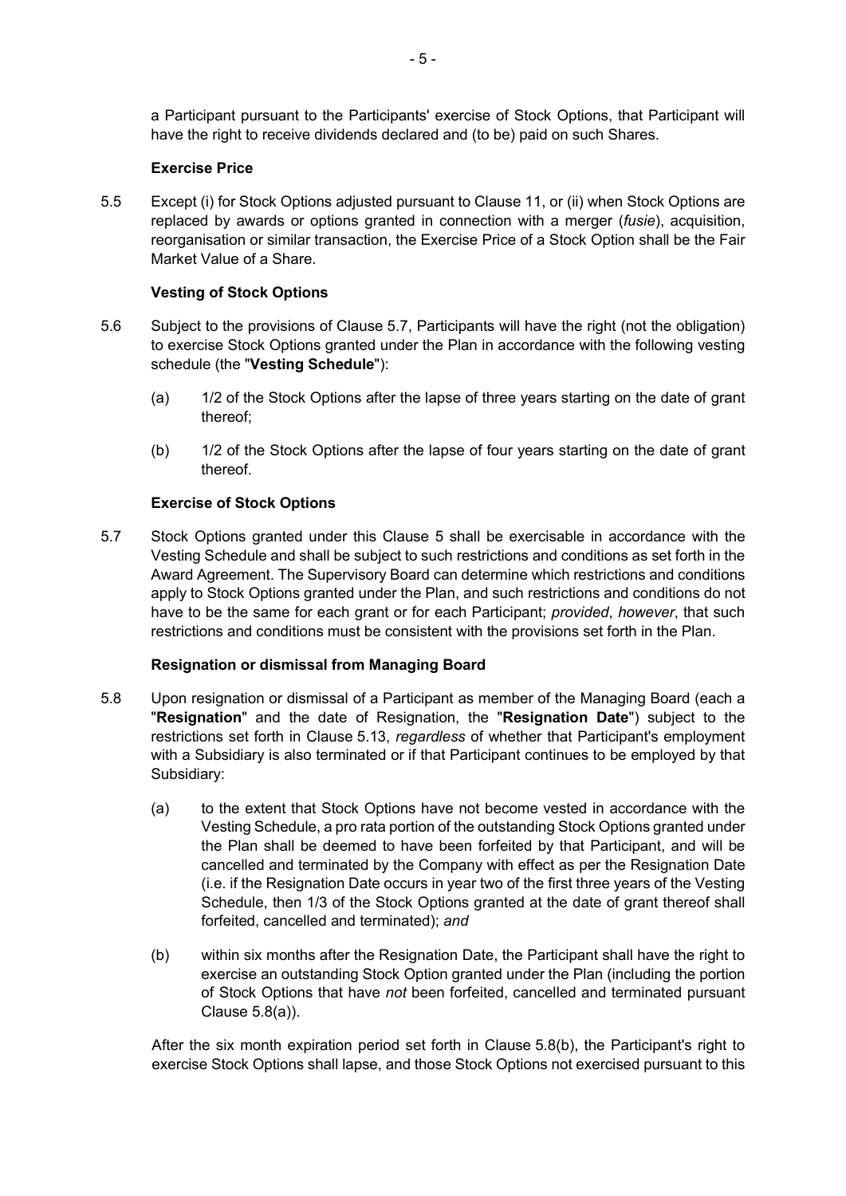a Participant pursuant to the Participants' exercise of Stock Options, that Participant will have the right to receive dividends declared and (to be) paid on such Shares.

**Exercise Price**

5.5 Except (i) for Stock Options adjusted pursuant to Clause 11, or (ii) when Stock Options are replaced by awards or options granted in connection with a merger (*fusie*), acquisition, reorganisation or similar transaction, the Exercise Price of a Stock Option shall be the Fair Market Value of a Share.

**Vesting of Stock Options**

5.6 Subject to the provisions of Clause 5.7, Participants will have the right (not the obligation) to exercise Stock Options granted under the Plan in accordance with the following vesting schedule (the "**Vesting Schedule**"):

(a) 1/2 of the Stock Options after the lapse of three years starting on the date of grant thereof;

(b) 1/2 of the Stock Options after the lapse of four years starting on the date of grant thereof.

**Exercise of Stock Options**

5.7 Stock Options granted under this Clause 5 shall be exercisable in accordance with the Vesting Schedule and shall be subject to such restrictions and conditions as set forth in the Award Agreement. The Supervisory Board can determine which restrictions and conditions apply to Stock Options granted under the Plan, and such restrictions and conditions do not have to be the same for each grant or for each Participant; *provided*, *however*, that such restrictions and conditions must be consistent with the provisions set forth in the Plan.

**Resignation or dismissal from Managing Board**

5.8 Upon resignation or dismissal of a Participant as member of the Managing Board (each a "**Resignation**" and the date of Resignation, the "**Resignation Date**") subject to the restrictions set forth in Clause 5.13, *regardless* of whether that Participant's employment with a Subsidiary is also terminated or if that Participant continues to be employed by that Subsidiary:

(a) to the extent that Stock Options have not become vested in accordance with the Vesting Schedule, a pro rata portion of the outstanding Stock Options granted under the Plan shall be deemed to have been forfeited by that Participant, and will be cancelled and terminated by the Company with effect as per the Resignation Date (i.e. if the Resignation Date occurs in year two of the first three years of the Vesting Schedule, then 1/3 of the Stock Options granted at the date of grant thereof shall forfeited, cancelled and terminated); *and*

(b) within six months after the Resignation Date, the Participant shall have the right to exercise an outstanding Stock Option granted under the Plan (including the portion of Stock Options that have *not* been forfeited, cancelled and terminated pursuant Clause 5.8(a)).

After the six month expiration period set forth in Clause 5.8(b), the Participant's right to exercise Stock Options shall lapse, and those Stock Options not exercised pursuant to this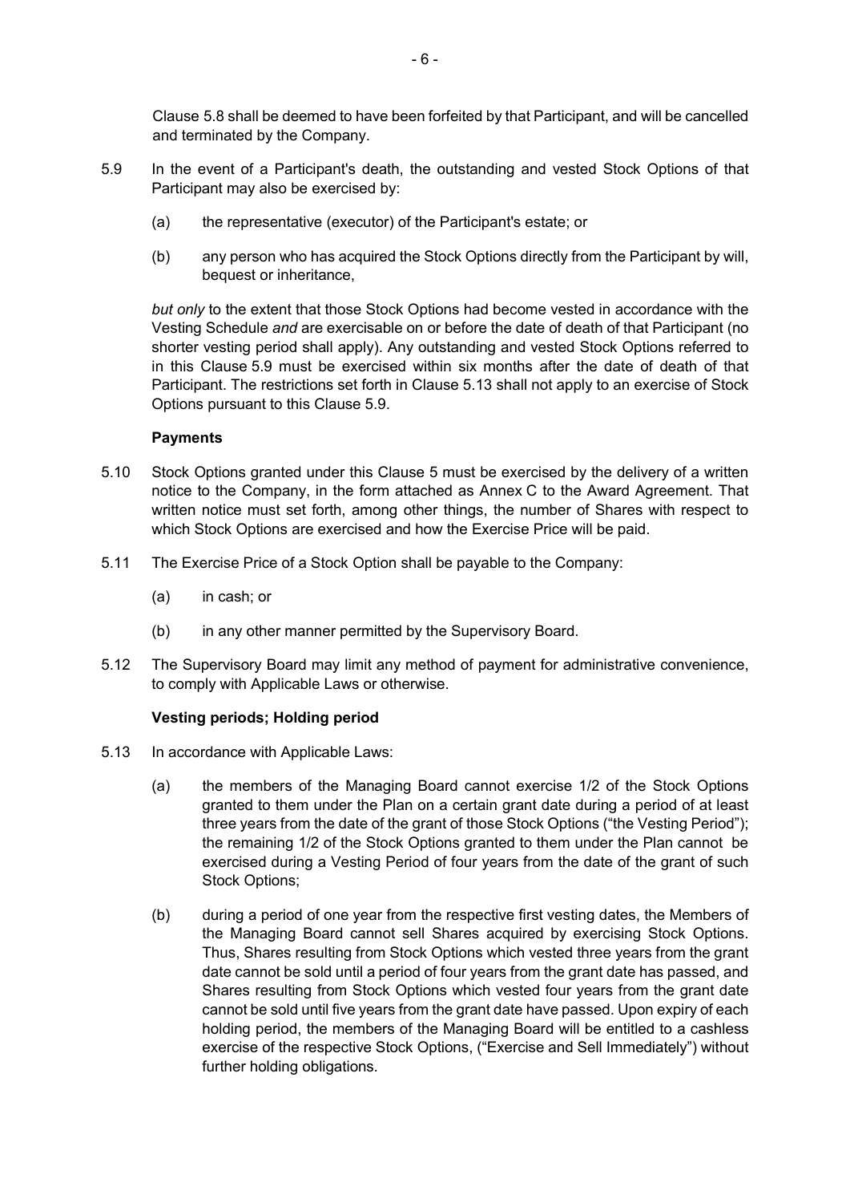Clause 5.8 shall be deemed to have been forfeited by that Participant, and will be cancelled and terminated by the Company.

5.9 In the event of a Participant's death, the outstanding and vested Stock Options of that Participant may also be exercised by:

(a) the representative (executor) of the Participant's estate; or

(b) any person who has acquired the Stock Options directly from the Participant by will, bequest or inheritance,

*but only* to the extent that those Stock Options had become vested in accordance with the Vesting Schedule *and* are exercisable on or before the date of death of that Participant (no shorter vesting period shall apply). Any outstanding and vested Stock Options referred to in this Clause 5.9 must be exercised within six months after the date of death of that Participant. The restrictions set forth in Clause 5.13 shall not apply to an exercise of Stock Options pursuant to this Clause 5.9.

**Payments**

5.10 Stock Options granted under this Clause 5 must be exercised by the delivery of a written notice to the Company, in the form attached as Annex C to the Award Agreement. That written notice must set forth, among other things, the number of Shares with respect to which Stock Options are exercised and how the Exercise Price will be paid.

5.11 The Exercise Price of a Stock Option shall be payable to the Company:

(a) in cash; or

(b) in any other manner permitted by the Supervisory Board.

5.12 The Supervisory Board may limit any method of payment for administrative convenience, to comply with Applicable Laws or otherwise.

**Vesting periods; Holding period**

5.13 In accordance with Applicable Laws:

(a) the members of the Managing Board cannot exercise 1/2 of the Stock Options granted to them under the Plan on a certain grant date during a period of at least three years from the date of the grant of those Stock Options ("the Vesting Period"); the remaining 1/2 of the Stock Options granted to them under the Plan cannot be exercised during a Vesting Period of four years from the date of the grant of such Stock Options;

(b) during a period of one year from the respective first vesting dates, the Members of the Managing Board cannot sell Shares acquired by exercising Stock Options. Thus, Shares resulting from Stock Options which vested three years from the grant date cannot be sold until a period of four years from the grant date has passed, and Shares resulting from Stock Options which vested four years from the grant date cannot be sold until five years from the grant date have passed. Upon expiry of each holding period, the members of the Managing Board will be entitled to a cashless exercise of the respective Stock Options, ("Exercise and Sell Immediately") without further holding obligations.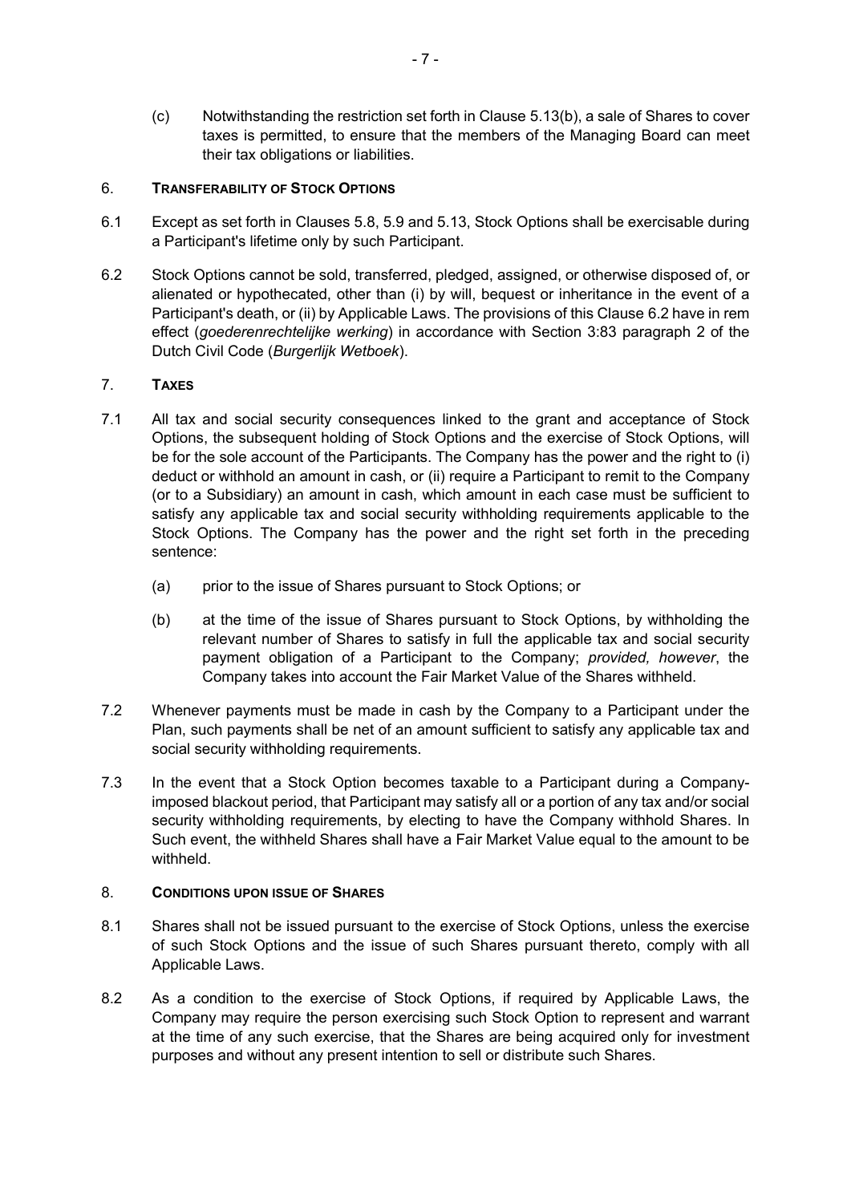(c) Notwithstanding the restriction set forth in Clause 5.13(b), a sale of Shares to cover taxes is permitted, to ensure that the members of the Managing Board can meet their tax obligations or liabilities.

## 6. TRANSFERABILITY OF STOCK OPTIONS

6.1 Except as set forth in Clauses 5.8, 5.9 and 5.13, Stock Options shall be exercisable during a Participant's lifetime only by such Participant.

6.2 Stock Options cannot be sold, transferred, pledged, assigned, or otherwise disposed of, or alienated or hypothecated, other than (i) by will, bequest or inheritance in the event of a Participant's death, or (ii) by Applicable Laws. The provisions of this Clause 6.2 have in rem effect (*goederenrechtelijke werking*) in accordance with Section 3:83 paragraph 2 of the Dutch Civil Code (*Burgerlijk Wetboek*).

## 7. TAXES

7.1 All tax and social security consequences linked to the grant and acceptance of Stock Options, the subsequent holding of Stock Options and the exercise of Stock Options, will be for the sole account of the Participants. The Company has the power and the right to (i) deduct or withhold an amount in cash, or (ii) require a Participant to remit to the Company (or to a Subsidiary) an amount in cash, which amount in each case must be sufficient to satisfy any applicable tax and social security withholding requirements applicable to the Stock Options. The Company has the power and the right set forth in the preceding sentence:

(a) prior to the issue of Shares pursuant to Stock Options; or

(b) at the time of the issue of Shares pursuant to Stock Options, by withholding the relevant number of Shares to satisfy in full the applicable tax and social security payment obligation of a Participant to the Company; *provided, however*, the Company takes into account the Fair Market Value of the Shares withheld.

7.2 Whenever payments must be made in cash by the Company to a Participant under the Plan, such payments shall be net of an amount sufficient to satisfy any applicable tax and social security withholding requirements.

7.3 In the event that a Stock Option becomes taxable to a Participant during a Company-imposed blackout period, that Participant may satisfy all or a portion of any tax and/or social security withholding requirements, by electing to have the Company withhold Shares. In Such event, the withheld Shares shall have a Fair Market Value equal to the amount to be withheld.

## 8. CONDITIONS UPON ISSUE OF SHARES

8.1 Shares shall not be issued pursuant to the exercise of Stock Options, unless the exercise of such Stock Options and the issue of such Shares pursuant thereto, comply with all Applicable Laws.

8.2 As a condition to the exercise of Stock Options, if required by Applicable Laws, the Company may require the person exercising such Stock Option to represent and warrant at the time of any such exercise, that the Shares are being acquired only for investment purposes and without any present intention to sell or distribute such Shares.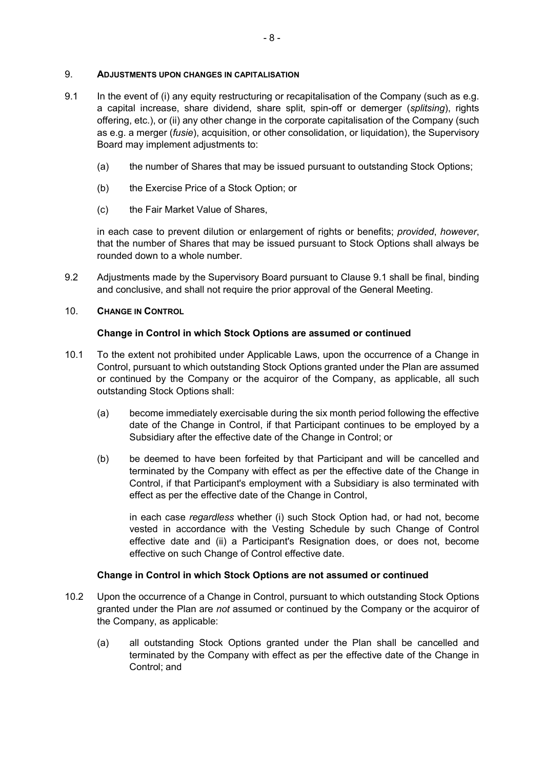## 9. ADJUSTMENTS UPON CHANGES IN CAPITALISATION

9.1 In the event of (i) any equity restructuring or recapitalisation of the Company (such as e.g. a capital increase, share dividend, share split, spin-off or demerger (*splitsing*), rights offering, etc.), or (ii) any other change in the corporate capitalisation of the Company (such as e.g. a merger (*fusie*), acquisition, or other consolidation, or liquidation), the Supervisory Board may implement adjustments to:

(a) the number of Shares that may be issued pursuant to outstanding Stock Options;

(b) the Exercise Price of a Stock Option; or

(c) the Fair Market Value of Shares,

in each case to prevent dilution or enlargement of rights or benefits; *provided*, *however*, that the number of Shares that may be issued pursuant to Stock Options shall always be rounded down to a whole number.

9.2 Adjustments made by the Supervisory Board pursuant to Clause 9.1 shall be final, binding and conclusive, and shall not require the prior approval of the General Meeting.

## 10. CHANGE IN CONTROL

**Change in Control in which Stock Options are assumed or continued**

10.1 To the extent not prohibited under Applicable Laws, upon the occurrence of a Change in Control, pursuant to which outstanding Stock Options granted under the Plan are assumed or continued by the Company or the acquiror of the Company, as applicable, all such outstanding Stock Options shall:

(a) become immediately exercisable during the six month period following the effective date of the Change in Control, if that Participant continues to be employed by a Subsidiary after the effective date of the Change in Control; or

(b) be deemed to have been forfeited by that Participant and will be cancelled and terminated by the Company with effect as per the effective date of the Change in Control, if that Participant's employment with a Subsidiary is also terminated with effect as per the effective date of the Change in Control,

in each case *regardless* whether (i) such Stock Option had, or had not, become vested in accordance with the Vesting Schedule by such Change of Control effective date and (ii) a Participant's Resignation does, or does not, become effective on such Change of Control effective date.

**Change in Control in which Stock Options are not assumed or continued**

10.2 Upon the occurrence of a Change in Control, pursuant to which outstanding Stock Options granted under the Plan are *not* assumed or continued by the Company or the acquiror of the Company, as applicable:

(a) all outstanding Stock Options granted under the Plan shall be cancelled and terminated by the Company with effect as per the effective date of the Change in Control; and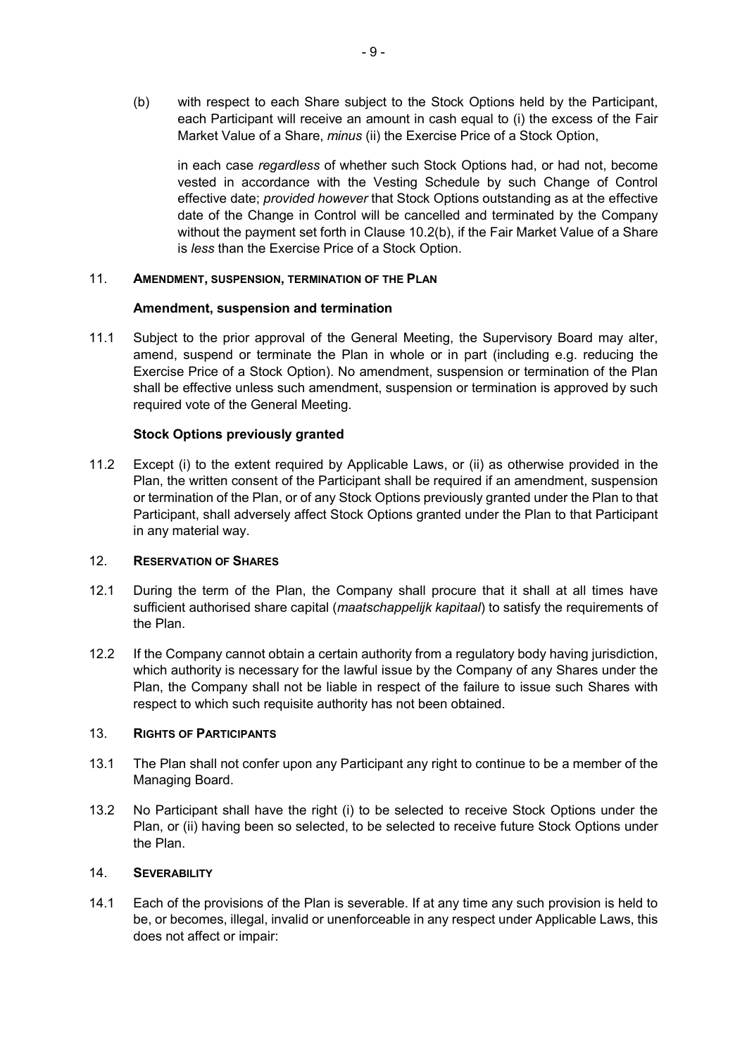(b) with respect to each Share subject to the Stock Options held by the Participant, each Participant will receive an amount in cash equal to (i) the excess of the Fair Market Value of a Share, *minus* (ii) the Exercise Price of a Stock Option,

in each case *regardless* of whether such Stock Options had, or had not, become vested in accordance with the Vesting Schedule by such Change of Control effective date; *provided however* that Stock Options outstanding as at the effective date of the Change in Control will be cancelled and terminated by the Company without the payment set forth in Clause 10.2(b), if the Fair Market Value of a Share is *less* than the Exercise Price of a Stock Option.

## 11. AMENDMENT, SUSPENSION, TERMINATION OF THE PLAN

### Amendment, suspension and termination

11.1 Subject to the prior approval of the General Meeting, the Supervisory Board may alter, amend, suspend or terminate the Plan in whole or in part (including e.g. reducing the Exercise Price of a Stock Option). No amendment, suspension or termination of the Plan shall be effective unless such amendment, suspension or termination is approved by such required vote of the General Meeting.

### Stock Options previously granted

11.2 Except (i) to the extent required by Applicable Laws, or (ii) as otherwise provided in the Plan, the written consent of the Participant shall be required if an amendment, suspension or termination of the Plan, or of any Stock Options previously granted under the Plan to that Participant, shall adversely affect Stock Options granted under the Plan to that Participant in any material way.

## 12. RESERVATION OF SHARES

12.1 During the term of the Plan, the Company shall procure that it shall at all times have sufficient authorised share capital (*maatschappelijk kapitaal*) to satisfy the requirements of the Plan.

12.2 If the Company cannot obtain a certain authority from a regulatory body having jurisdiction, which authority is necessary for the lawful issue by the Company of any Shares under the Plan, the Company shall not be liable in respect of the failure to issue such Shares with respect to which such requisite authority has not been obtained.

## 13. RIGHTS OF PARTICIPANTS

13.1 The Plan shall not confer upon any Participant any right to continue to be a member of the Managing Board.

13.2 No Participant shall have the right (i) to be selected to receive Stock Options under the Plan, or (ii) having been so selected, to be selected to receive future Stock Options under the Plan.

## 14. SEVERABILITY

14.1 Each of the provisions of the Plan is severable. If at any time any such provision is held to be, or becomes, illegal, invalid or unenforceable in any respect under Applicable Laws, this does not affect or impair: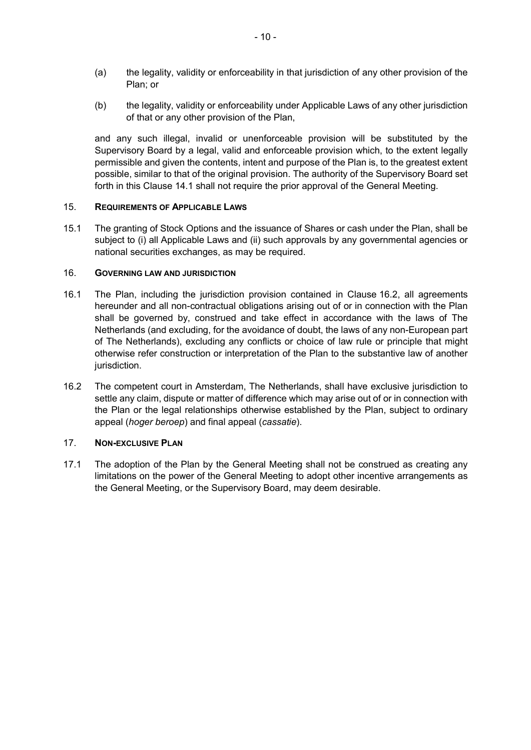(a) the legality, validity or enforceability in that jurisdiction of any other provision of the Plan; or

(b) the legality, validity or enforceability under Applicable Laws of any other jurisdiction of that or any other provision of the Plan,

and any such illegal, invalid or unenforceable provision will be substituted by the Supervisory Board by a legal, valid and enforceable provision which, to the extent legally permissible and given the contents, intent and purpose of the Plan is, to the greatest extent possible, similar to that of the original provision. The authority of the Supervisory Board set forth in this Clause 14.1 shall not require the prior approval of the General Meeting.

## 15. REQUIREMENTS OF APPLICABLE LAWS

15.1 The granting of Stock Options and the issuance of Shares or cash under the Plan, shall be subject to (i) all Applicable Laws and (ii) such approvals by any governmental agencies or national securities exchanges, as may be required.

## 16. GOVERNING LAW AND JURISDICTION

16.1 The Plan, including the jurisdiction provision contained in Clause 16.2, all agreements hereunder and all non-contractual obligations arising out of or in connection with the Plan shall be governed by, construed and take effect in accordance with the laws of The Netherlands (and excluding, for the avoidance of doubt, the laws of any non-European part of The Netherlands), excluding any conflicts or choice of law rule or principle that might otherwise refer construction or interpretation of the Plan to the substantive law of another jurisdiction.

16.2 The competent court in Amsterdam, The Netherlands, shall have exclusive jurisdiction to settle any claim, dispute or matter of difference which may arise out of or in connection with the Plan or the legal relationships otherwise established by the Plan, subject to ordinary appeal (*hoger beroep*) and final appeal (*cassatie*).

## 17. NON-EXCLUSIVE PLAN

17.1 The adoption of the Plan by the General Meeting shall not be construed as creating any limitations on the power of the General Meeting to adopt other incentive arrangements as the General Meeting, or the Supervisory Board, may deem desirable.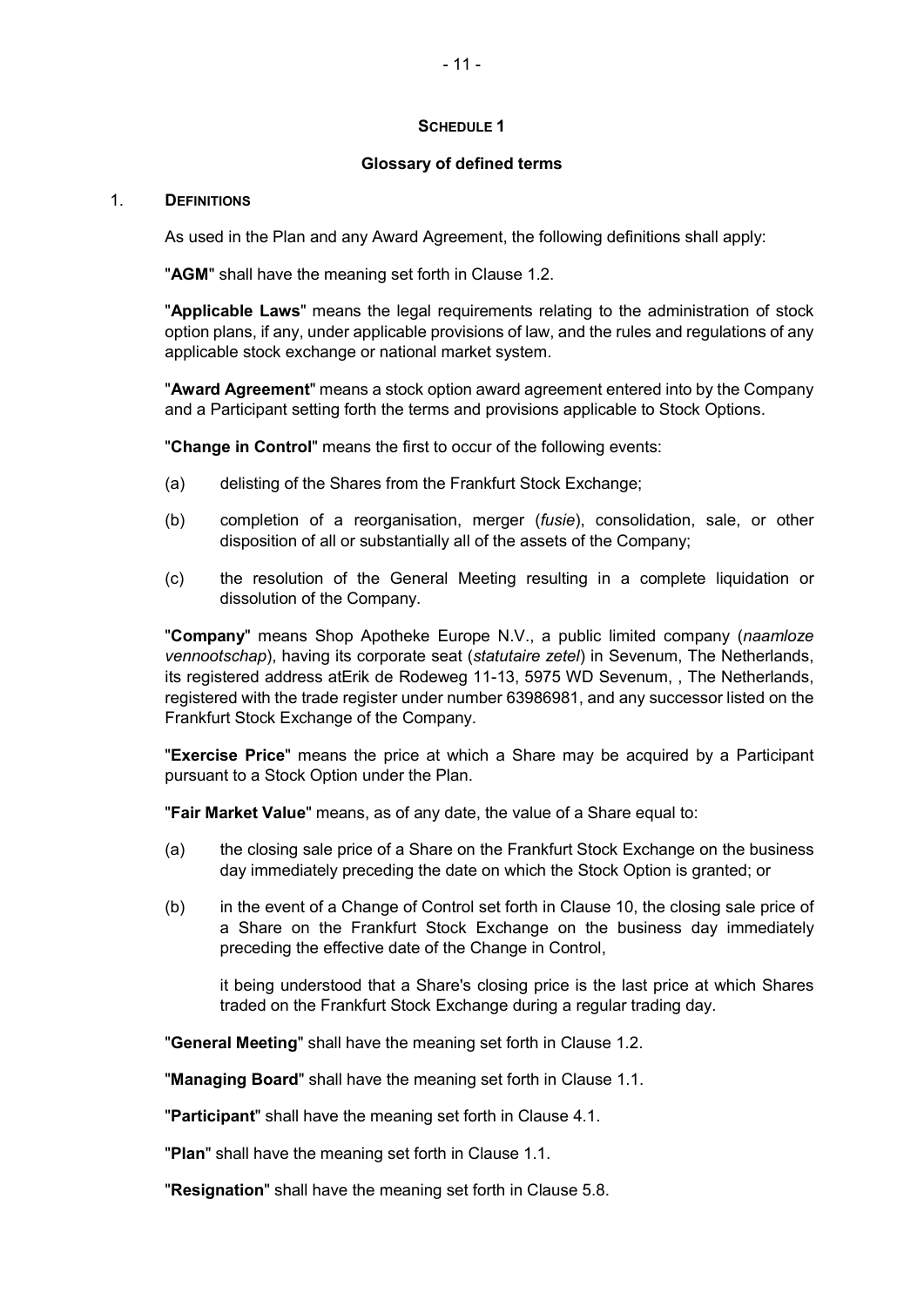## SCHEDULE 1

### Glossary of defined terms

### 1. DEFINITIONS

As used in the Plan and any Award Agreement, the following definitions shall apply:

"**AGM**" shall have the meaning set forth in Clause 1.2.

"**Applicable Laws**" means the legal requirements relating to the administration of stock option plans, if any, under applicable provisions of law, and the rules and regulations of any applicable stock exchange or national market system.

"**Award Agreement**" means a stock option award agreement entered into by the Company and a Participant setting forth the terms and provisions applicable to Stock Options.

"**Change in Control**" means the first to occur of the following events:

(a) delisting of the Shares from the Frankfurt Stock Exchange;

(b) completion of a reorganisation, merger (*fusie*), consolidation, sale, or other disposition of all or substantially all of the assets of the Company;

(c) the resolution of the General Meeting resulting in a complete liquidation or dissolution of the Company.

"**Company**" means Shop Apotheke Europe N.V., a public limited company (*naamloze vennootschap*), having its corporate seat (*statutaire zetel*) in Sevenum, The Netherlands, its registered address atErik de Rodeweg 11-13, 5975 WD Sevenum, , The Netherlands, registered with the trade register under number 63986981, and any successor listed on the Frankfurt Stock Exchange of the Company.

"**Exercise Price**" means the price at which a Share may be acquired by a Participant pursuant to a Stock Option under the Plan.

"**Fair Market Value**" means, as of any date, the value of a Share equal to:

(a) the closing sale price of a Share on the Frankfurt Stock Exchange on the business day immediately preceding the date on which the Stock Option is granted; or

(b) in the event of a Change of Control set forth in Clause 10, the closing sale price of a Share on the Frankfurt Stock Exchange on the business day immediately preceding the effective date of the Change in Control,

it being understood that a Share's closing price is the last price at which Shares traded on the Frankfurt Stock Exchange during a regular trading day.

"**General Meeting**" shall have the meaning set forth in Clause 1.2.

"**Managing Board**" shall have the meaning set forth in Clause 1.1.

"**Participant**" shall have the meaning set forth in Clause 4.1.

"**Plan**" shall have the meaning set forth in Clause 1.1.

"**Resignation**" shall have the meaning set forth in Clause 5.8.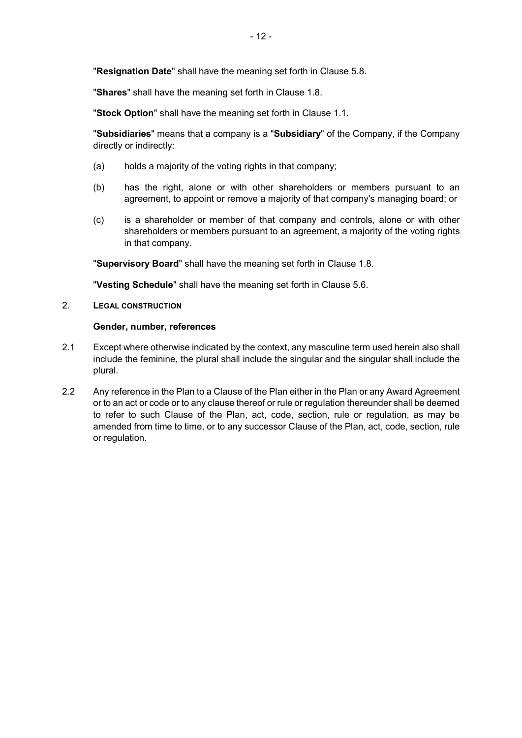"**Resignation Date**" shall have the meaning set forth in Clause 5.8.

"**Shares**" shall have the meaning set forth in Clause 1.8.

"**Stock Option**" shall have the meaning set forth in Clause 1.1.

"**Subsidiaries**" means that a company is a "**Subsidiary**" of the Company, if the Company directly or indirectly:

(a) holds a majority of the voting rights in that company;

(b) has the right, alone or with other shareholders or members pursuant to an agreement, to appoint or remove a majority of that company's managing board; or

(c) is a shareholder or member of that company and controls, alone or with other shareholders or members pursuant to an agreement, a majority of the voting rights in that company.

"**Supervisory Board**" shall have the meaning set forth in Clause 1.8.

"**Vesting Schedule**" shall have the meaning set forth in Clause 5.6.

## 2. LEGAL CONSTRUCTION

**Gender, number, references**

2.1 Except where otherwise indicated by the context, any masculine term used herein also shall include the feminine, the plural shall include the singular and the singular shall include the plural.

2.2 Any reference in the Plan to a Clause of the Plan either in the Plan or any Award Agreement or to an act or code or to any clause thereof or rule or regulation thereunder shall be deemed to refer to such Clause of the Plan, act, code, section, rule or regulation, as may be amended from time to time, or to any successor Clause of the Plan, act, code, section, rule or regulation.